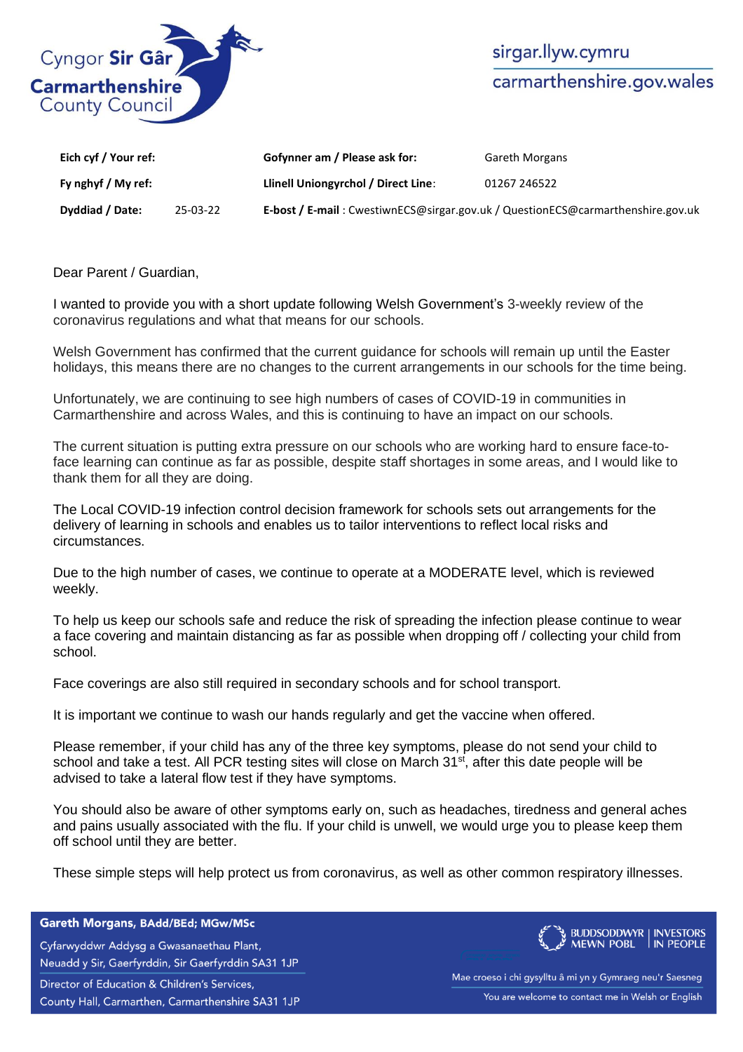Cyngor **Sir Gâr**
**Carmarthenshire**
County Council

sirgar.llyw.cymru
carmarthenshire.gov.wales

| | | | |
|---|---|---|---|
| **Eich cyf / Your ref:** | | **Gofynner am / Please ask for:** | Gareth Morgans |
| **Fy nghyf / My ref:** | | **Llinell Uniongyrchol / Direct Line**: | 01267 246522 |
| **Dyddiad / Date:** | 25-03-22 | **E-bost / E-mail** : CwestiwnECS@sirgar.gov.uk / QuestionECS@carmarthenshire.gov.uk | |

Dear Parent / Guardian,

I wanted to provide you with a short update following Welsh Government's 3-weekly review of the coronavirus regulations and what that means for our schools.

Welsh Government has confirmed that the current guidance for schools will remain up until the Easter holidays, this means there are no changes to the current arrangements in our schools for the time being.

Unfortunately, we are continuing to see high numbers of cases of COVID-19 in communities in Carmarthenshire and across Wales, and this is continuing to have an impact on our schools.

The current situation is putting extra pressure on our schools who are working hard to ensure face-to-face learning can continue as far as possible, despite staff shortages in some areas, and I would like to thank them for all they are doing.

The Local COVID-19 infection control decision framework for schools sets out arrangements for the delivery of learning in schools and enables us to tailor interventions to reflect local risks and circumstances.

Due to the high number of cases, we continue to operate at a MODERATE level, which is reviewed weekly.

To help us keep our schools safe and reduce the risk of spreading the infection please continue to wear a face covering and maintain distancing as far as possible when dropping off / collecting your child from school.

Face coverings are also still required in secondary schools and for school transport.

It is important we continue to wash our hands regularly and get the vaccine when offered.

Please remember, if your child has any of the three key symptoms, please do not send your child to school and take a test. All PCR testing sites will close on March 31st, after this date people will be advised to take a lateral flow test if they have symptoms.

You should also be aware of other symptoms early on, such as headaches, tiredness and general aches and pains usually associated with the flu. If your child is unwell, we would urge you to please keep them off school until they are better.

These simple steps will help protect us from coronavirus, as well as other common respiratory illnesses.

**Gareth Morgans, BAdd/BEd; MGw/MSc**
Cyfarwyddwr Addysg a Gwasanaethau Plant,
Neuadd y Sir, Gaerfyrddin, Sir Gaerfyrddin SA31 1JP
Director of Education & Children's Services,
County Hall, Carmarthen, Carmarthenshire SA31 1JP

BUDDSODDWYR MEWN POBL | INVESTORS IN PEOPLE

Mae croeso i chi gysylltu â mi yn y Gymraeg neu'r Saesneg
You are welcome to contact me in Welsh or English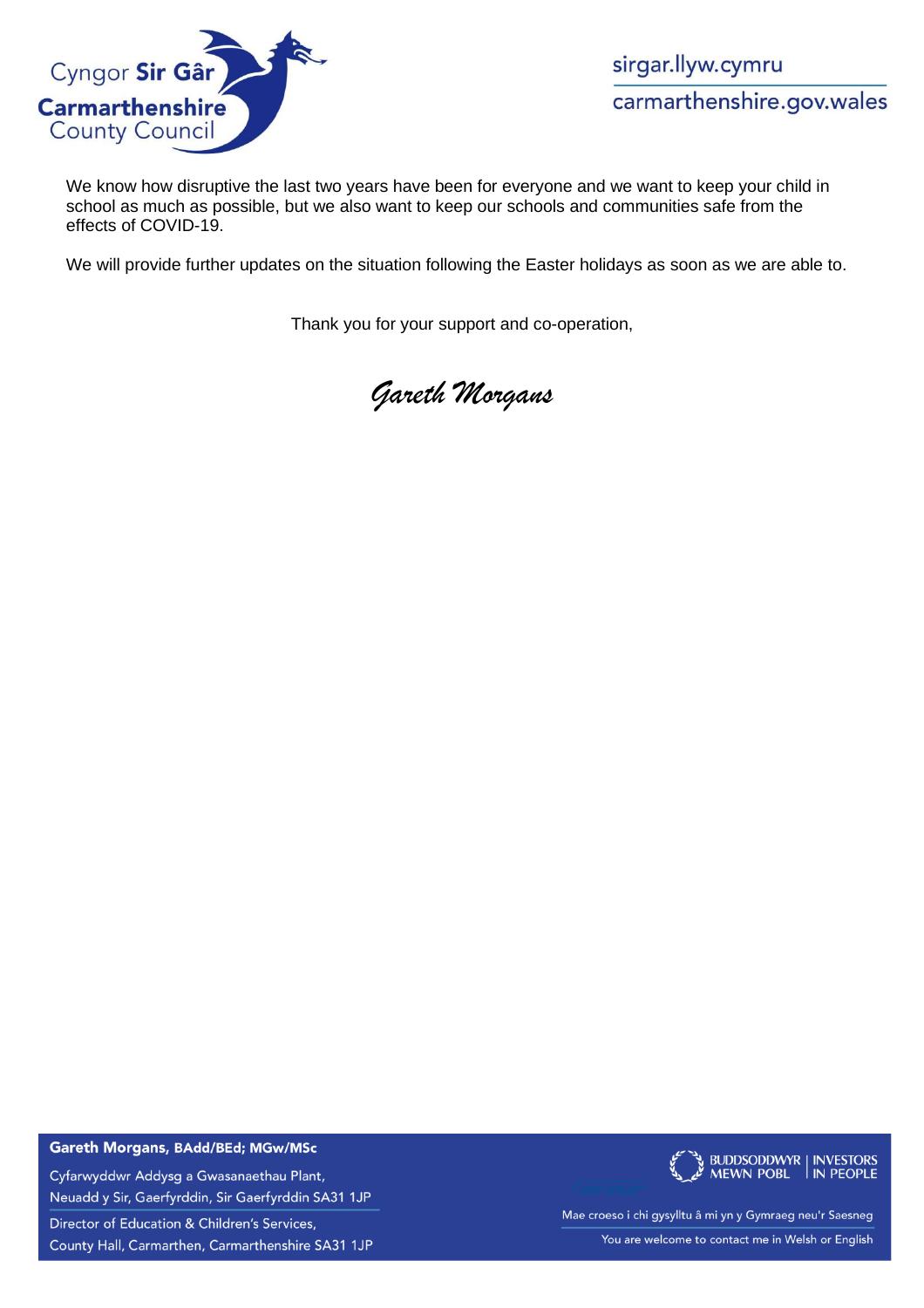We know how disruptive the last two years have been for everyone and we want to keep your child in school as much as possible, but we also want to keep our schools and communities safe from the effects of COVID-19.

We will provide further updates on the situation following the Easter holidays as soon as we are able to.

Thank you for your support and co-operation,

*Gareth Morgans*

**Gareth Morgans, BAdd/BEd; MGw/MSc**

Cyfarwyddwr Addysg a Gwasanaethau Plant,
Neuadd y Sir, Gaerfyrddin, Sir Gaerfyrddin SA31 1JP

Director of Education & Children's Services,
County Hall, Carmarthen, Carmarthenshire SA31 1JP

Mae croeso i chi gysylltu â mi yn y Gymraeg neu'r Saesneg

You are welcome to contact me in Welsh or English